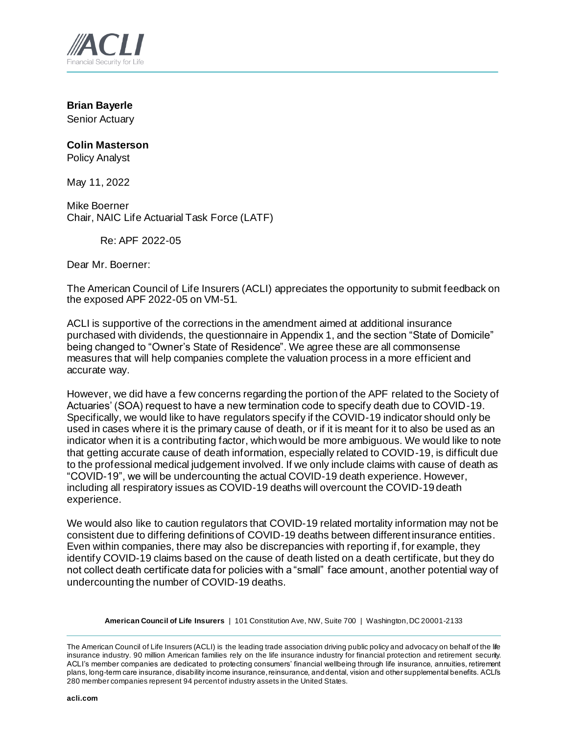**Brian Bayerle**
Senior Actuary

**Colin Masterson**
Policy Analyst

May 11, 2022

Mike Boerner
Chair, NAIC Life Actuarial Task Force (LATF)

Re: APF 2022-05

Dear Mr. Boerner:

The American Council of Life Insurers (ACLI) appreciates the opportunity to submit feedback on the exposed APF 2022-05 on VM-51.

ACLI is supportive of the corrections in the amendment aimed at additional insurance purchased with dividends, the questionnaire in Appendix 1, and the section "State of Domicile" being changed to "Owner's State of Residence". We agree these are all commonsense measures that will help companies complete the valuation process in a more efficient and accurate way.

However, we did have a few concerns regarding the portion of the APF related to the Society of Actuaries' (SOA) request to have a new termination code to specify death due to COVID-19. Specifically, we would like to have regulators specify if the COVID-19 indicator should only be used in cases where it is the primary cause of death, or if it is meant for it to also be used as an indicator when it is a contributing factor, which would be more ambiguous. We would like to note that getting accurate cause of death information, especially related to COVID-19, is difficult due to the professional medical judgement involved. If we only include claims with cause of death as "COVID-19", we will be undercounting the actual COVID-19 death experience. However, including all respiratory issues as COVID-19 deaths will overcount the COVID-19 death experience.

We would also like to caution regulators that COVID-19 related mortality information may not be consistent due to differing definitions of COVID-19 deaths between different insurance entities. Even within companies, there may also be discrepancies with reporting if, for example, they identify COVID-19 claims based on the cause of death listed on a death certificate, but they do not collect death certificate data for policies with a "small" face amount, another potential way of undercounting the number of COVID-19 deaths.

**American Council of Life Insurers** | 101 Constitution Ave, NW, Suite 700 | Washington, DC 20001-2133

The American Council of Life Insurers (ACLI) is the leading trade association driving public policy and advocacy on behalf of the life insurance industry. 90 million American families rely on the life insurance industry for financial protection and retirement security. ACLI's member companies are dedicated to protecting consumers' financial wellbeing through life insurance, annuities, retirement plans, long-term care insurance, disability income insurance, reinsurance, and dental, vision and other supplemental benefits. ACLI's 280 member companies represent 94 percent of industry assets in the United States.

**acli.com**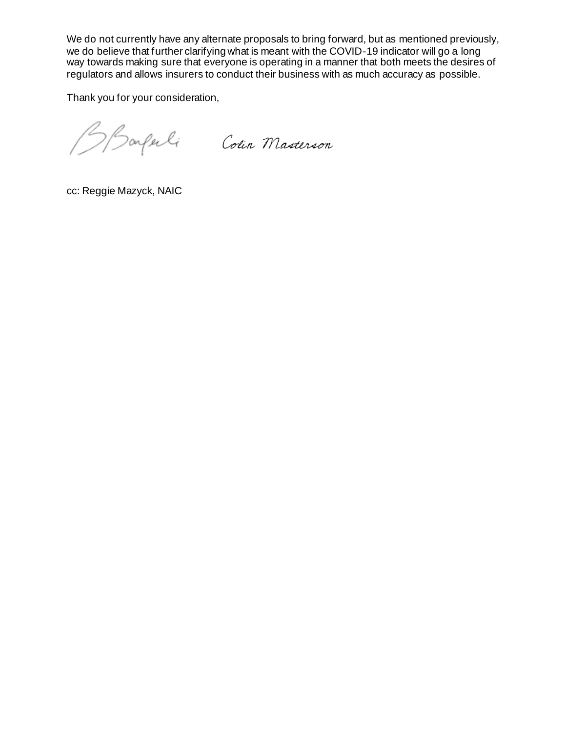We do not currently have any alternate proposals to bring forward, but as mentioned previously, we do believe that further clarifying what is meant with the COVID-19 indicator will go a long way towards making sure that everyone is operating in a manner that both meets the desires of regulators and allows insurers to conduct their business with as much accuracy as possible.

Thank you for your consideration,

B Bafeli Colin Masterson

cc: Reggie Mazyck, NAIC